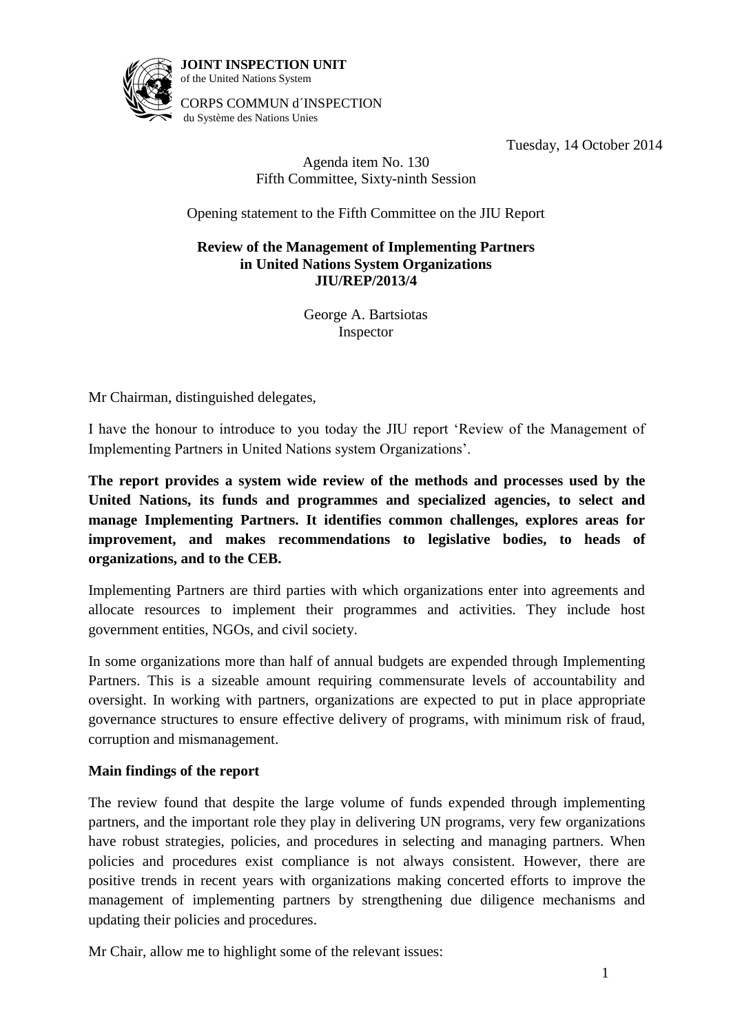**JOINT INSPECTION UNIT**
of the United Nations System

CORPS COMMUN d´INSPECTION
du Système des Nations Unies

Tuesday, 14 October 2014

Agenda item No. 130
Fifth Committee, Sixty-ninth Session

Opening statement to the Fifth Committee on the JIU Report

**Review of the Management of Implementing Partners in United Nations System Organizations**
**JIU/REP/2013/4**

George A. Bartsiotas
Inspector

Mr Chairman, distinguished delegates,

I have the honour to introduce to you today the JIU report 'Review of the Management of Implementing Partners in United Nations system Organizations'.

**The report provides a system wide review of the methods and processes used by the United Nations, its funds and programmes and specialized agencies, to select and manage Implementing Partners. It identifies common challenges, explores areas for improvement, and makes recommendations to legislative bodies, to heads of organizations, and to the CEB.**

Implementing Partners are third parties with which organizations enter into agreements and allocate resources to implement their programmes and activities. They include host government entities, NGOs, and civil society.

In some organizations more than half of annual budgets are expended through Implementing Partners. This is a sizeable amount requiring commensurate levels of accountability and oversight. In working with partners, organizations are expected to put in place appropriate governance structures to ensure effective delivery of programs, with minimum risk of fraud, corruption and mismanagement.

**Main findings of the report**

The review found that despite the large volume of funds expended through implementing partners, and the important role they play in delivering UN programs, very few organizations have robust strategies, policies, and procedures in selecting and managing partners. When policies and procedures exist compliance is not always consistent. However, there are positive trends in recent years with organizations making concerted efforts to improve the management of implementing partners by strengthening due diligence mechanisms and updating their policies and procedures.

Mr Chair, allow me to highlight some of the relevant issues: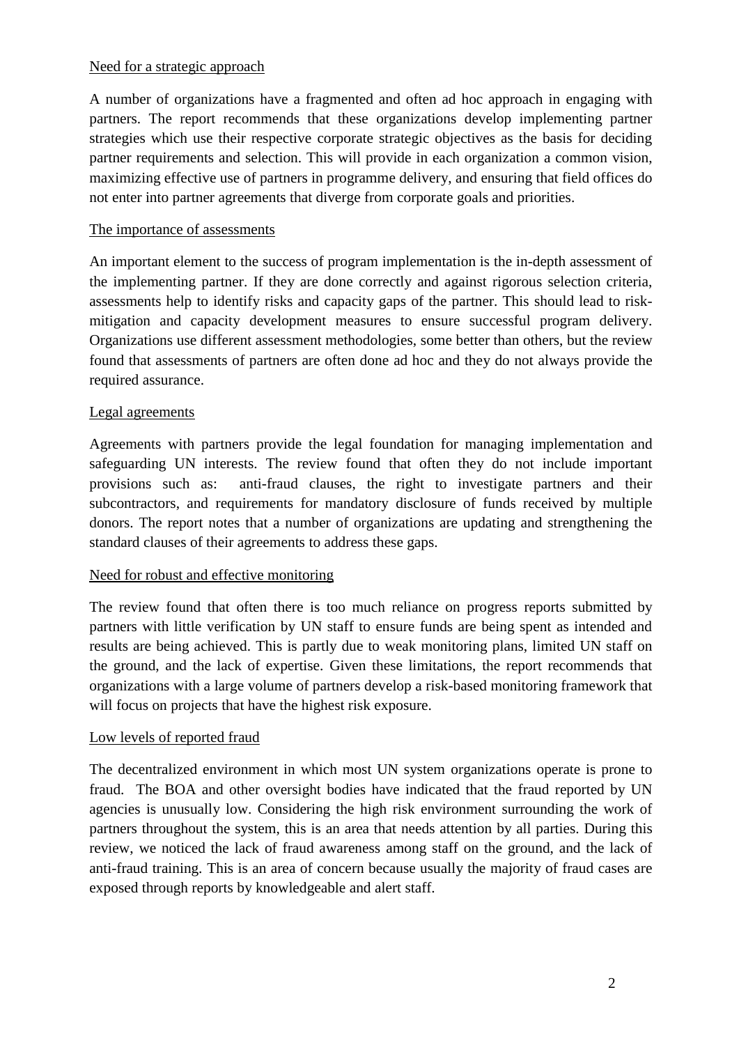<u>Need for a strategic approach</u>

A number of organizations have a fragmented and often ad hoc approach in engaging with partners. The report recommends that these organizations develop implementing partner strategies which use their respective corporate strategic objectives as the basis for deciding partner requirements and selection. This will provide in each organization a common vision, maximizing effective use of partners in programme delivery, and ensuring that field offices do not enter into partner agreements that diverge from corporate goals and priorities.

<u>The importance of assessments</u>

An important element to the success of program implementation is the in-depth assessment of the implementing partner. If they are done correctly and against rigorous selection criteria, assessments help to identify risks and capacity gaps of the partner. This should lead to risk-mitigation and capacity development measures to ensure successful program delivery. Organizations use different assessment methodologies, some better than others, but the review found that assessments of partners are often done ad hoc and they do not always provide the required assurance.

<u>Legal agreements</u>

Agreements with partners provide the legal foundation for managing implementation and safeguarding UN interests. The review found that often they do not include important provisions such as: anti-fraud clauses, the right to investigate partners and their subcontractors, and requirements for mandatory disclosure of funds received by multiple donors. The report notes that a number of organizations are updating and strengthening the standard clauses of their agreements to address these gaps.

<u>Need for robust and effective monitoring</u>

The review found that often there is too much reliance on progress reports submitted by partners with little verification by UN staff to ensure funds are being spent as intended and results are being achieved. This is partly due to weak monitoring plans, limited UN staff on the ground, and the lack of expertise. Given these limitations, the report recommends that organizations with a large volume of partners develop a risk-based monitoring framework that will focus on projects that have the highest risk exposure.

<u>Low levels of reported fraud</u>

The decentralized environment in which most UN system organizations operate is prone to fraud. The BOA and other oversight bodies have indicated that the fraud reported by UN agencies is unusually low. Considering the high risk environment surrounding the work of partners throughout the system, this is an area that needs attention by all parties. During this review, we noticed the lack of fraud awareness among staff on the ground, and the lack of anti-fraud training. This is an area of concern because usually the majority of fraud cases are exposed through reports by knowledgeable and alert staff.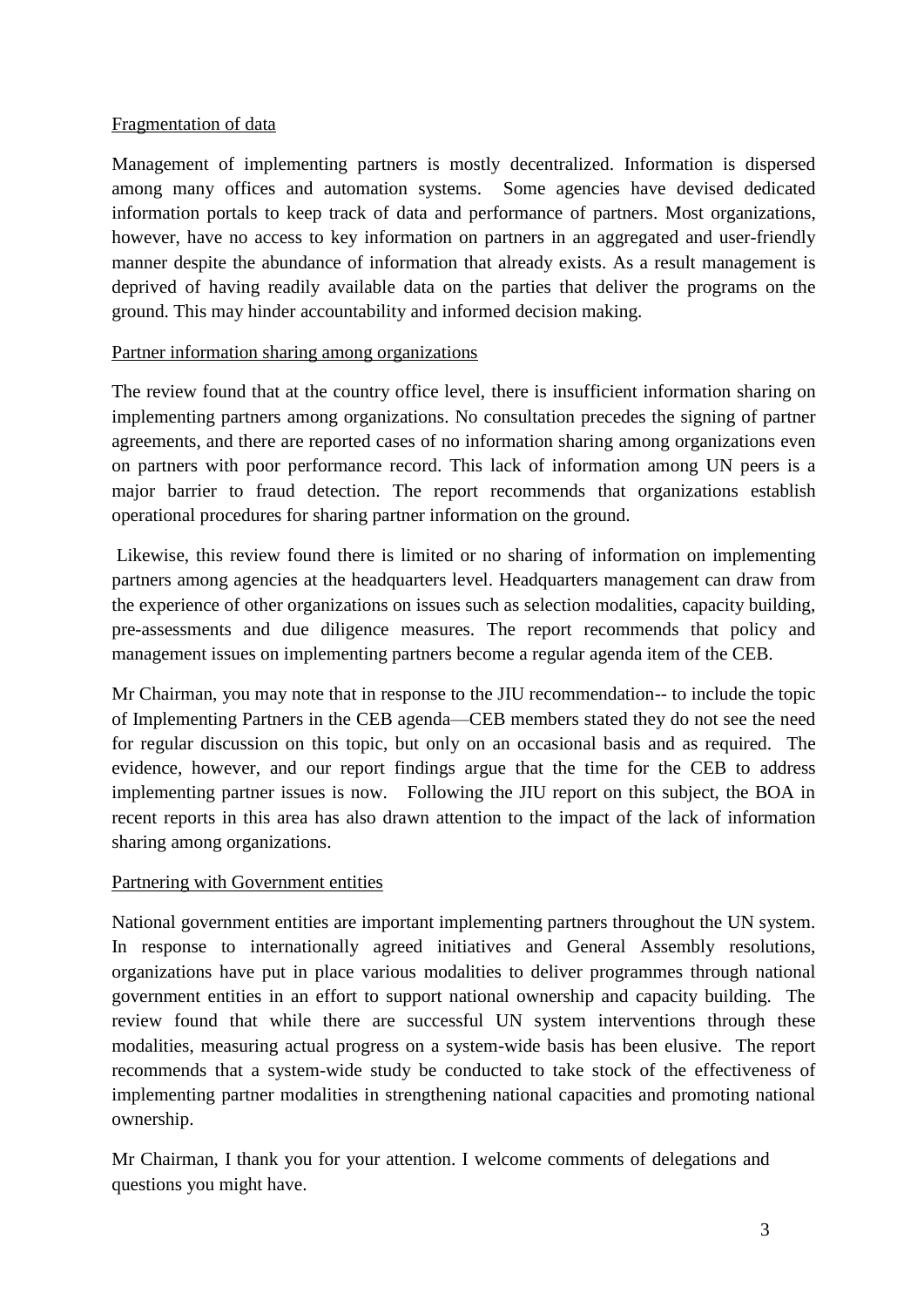Fragmentation of data

Management of implementing partners is mostly decentralized. Information is dispersed among many offices and automation systems. Some agencies have devised dedicated information portals to keep track of data and performance of partners. Most organizations, however, have no access to key information on partners in an aggregated and user-friendly manner despite the abundance of information that already exists. As a result management is deprived of having readily available data on the parties that deliver the programs on the ground. This may hinder accountability and informed decision making.

Partner information sharing among organizations

The review found that at the country office level, there is insufficient information sharing on implementing partners among organizations. No consultation precedes the signing of partner agreements, and there are reported cases of no information sharing among organizations even on partners with poor performance record. This lack of information among UN peers is a major barrier to fraud detection. The report recommends that organizations establish operational procedures for sharing partner information on the ground.

Likewise, this review found there is limited or no sharing of information on implementing partners among agencies at the headquarters level. Headquarters management can draw from the experience of other organizations on issues such as selection modalities, capacity building, pre-assessments and due diligence measures. The report recommends that policy and management issues on implementing partners become a regular agenda item of the CEB.

Mr Chairman, you may note that in response to the JIU recommendation-- to include the topic of Implementing Partners in the CEB agenda—CEB members stated they do not see the need for regular discussion on this topic, but only on an occasional basis and as required. The evidence, however, and our report findings argue that the time for the CEB to address implementing partner issues is now. Following the JIU report on this subject, the BOA in recent reports in this area has also drawn attention to the impact of the lack of information sharing among organizations.

Partnering with Government entities

National government entities are important implementing partners throughout the UN system. In response to internationally agreed initiatives and General Assembly resolutions, organizations have put in place various modalities to deliver programmes through national government entities in an effort to support national ownership and capacity building. The review found that while there are successful UN system interventions through these modalities, measuring actual progress on a system-wide basis has been elusive. The report recommends that a system-wide study be conducted to take stock of the effectiveness of implementing partner modalities in strengthening national capacities and promoting national ownership.

Mr Chairman, I thank you for your attention. I welcome comments of delegations and questions you might have.